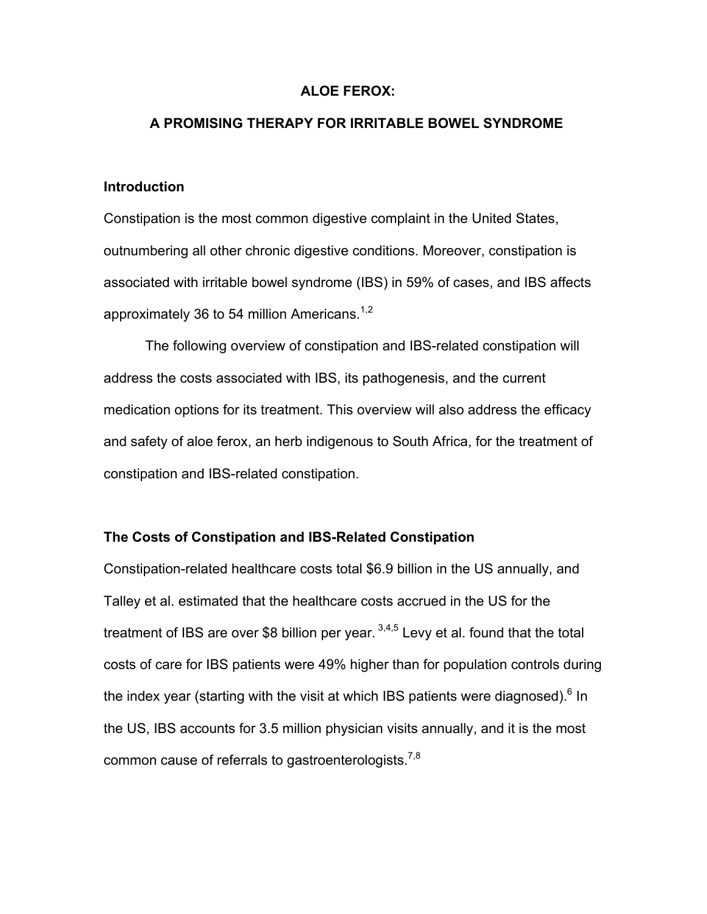# ALOE FEROX:

# A PROMISING THERAPY FOR IRRITABLE BOWEL SYNDROME

## Introduction

Constipation is the most common digestive complaint in the United States, outnumbering all other chronic digestive conditions. Moreover, constipation is associated with irritable bowel syndrome (IBS) in 59% of cases, and IBS affects approximately 36 to 54 million Americans.[1,2]

The following overview of constipation and IBS-related constipation will address the costs associated with IBS, its pathogenesis, and the current medication options for its treatment. This overview will also address the efficacy and safety of aloe ferox, an herb indigenous to South Africa, for the treatment of constipation and IBS-related constipation.

## The Costs of Constipation and IBS-Related Constipation

Constipation-related healthcare costs total $6.9 billion in the US annually, and Talley et al. estimated that the healthcare costs accrued in the US for the treatment of IBS are over $8 billion per year.[3,4,5] Levy et al. found that the total costs of care for IBS patients were 49% higher than for population controls during the index year (starting with the visit at which IBS patients were diagnosed).[6] In the US, IBS accounts for 3.5 million physician visits annually, and it is the most common cause of referrals to gastroenterologists.[7,8]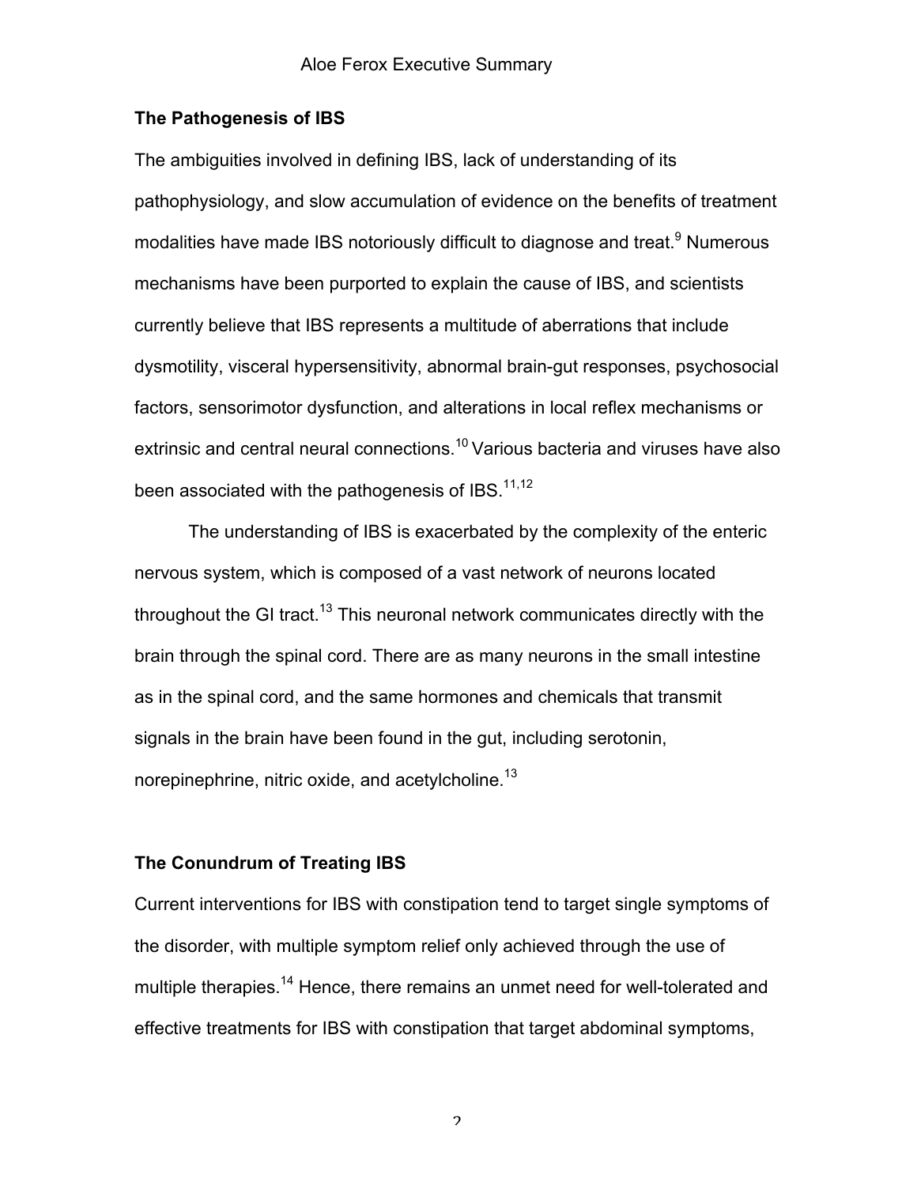## The Pathogenesis of IBS

The ambiguities involved in defining IBS, lack of understanding of its pathophysiology, and slow accumulation of evidence on the benefits of treatment modalities have made IBS notoriously difficult to diagnose and treat.[9] Numerous mechanisms have been purported to explain the cause of IBS, and scientists currently believe that IBS represents a multitude of aberrations that include dysmotility, visceral hypersensitivity, abnormal brain-gut responses, psychosocial factors, sensorimotor dysfunction, and alterations in local reflex mechanisms or extrinsic and central neural connections.[10] Various bacteria and viruses have also been associated with the pathogenesis of IBS.[11,12]

The understanding of IBS is exacerbated by the complexity of the enteric nervous system, which is composed of a vast network of neurons located throughout the GI tract.[13] This neuronal network communicates directly with the brain through the spinal cord. There are as many neurons in the small intestine as in the spinal cord, and the same hormones and chemicals that transmit signals in the brain have been found in the gut, including serotonin, norepinephrine, nitric oxide, and acetylcholine.[13]

## The Conundrum of Treating IBS

Current interventions for IBS with constipation tend to target single symptoms of the disorder, with multiple symptom relief only achieved through the use of multiple therapies.[14] Hence, there remains an unmet need for well-tolerated and effective treatments for IBS with constipation that target abdominal symptoms,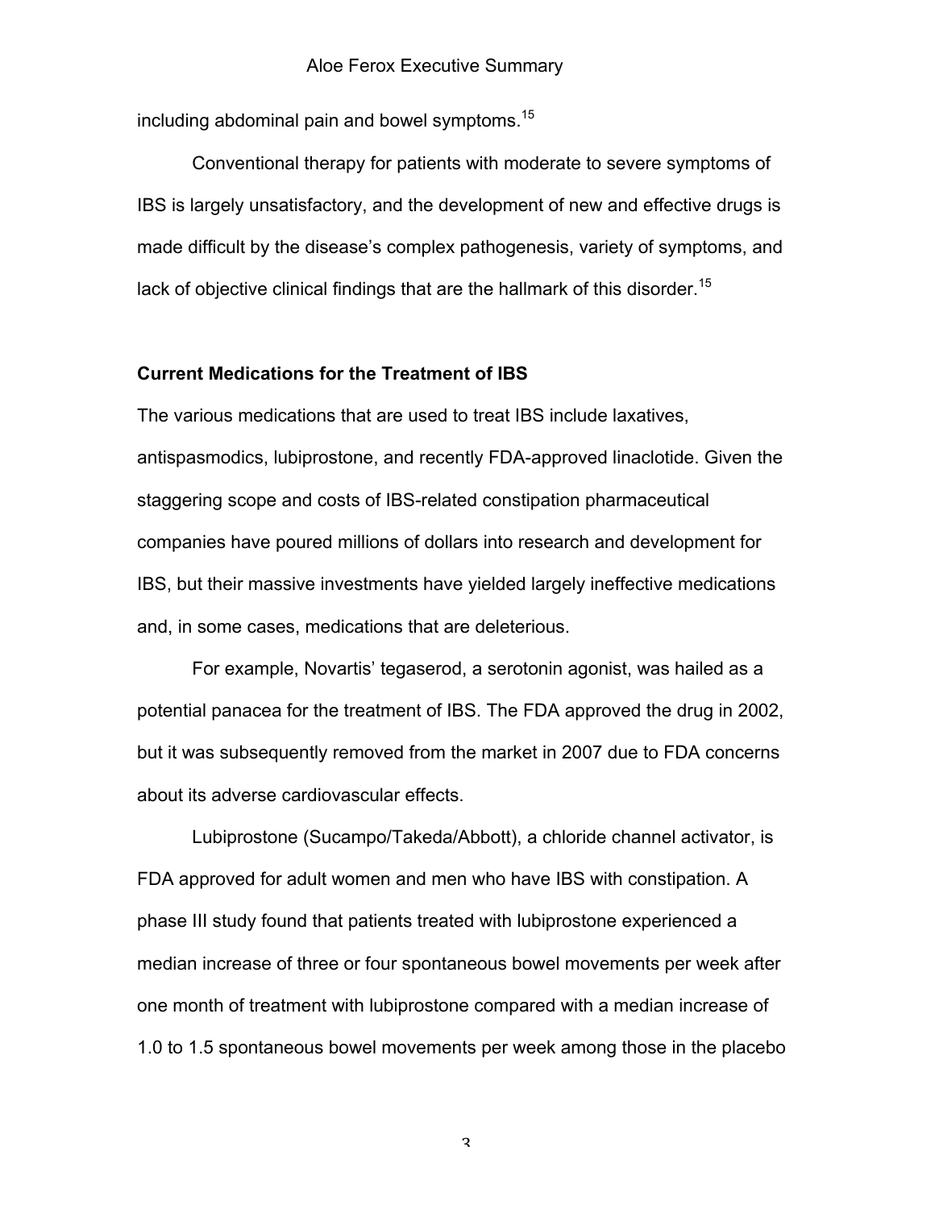including abdominal pain and bowel symptoms.[15]

Conventional therapy for patients with moderate to severe symptoms of IBS is largely unsatisfactory, and the development of new and effective drugs is made difficult by the disease's complex pathogenesis, variety of symptoms, and lack of objective clinical findings that are the hallmark of this disorder.[15]

**Current Medications for the Treatment of IBS**

The various medications that are used to treat IBS include laxatives, antispasmodics, lubiprostone, and recently FDA-approved linaclotide. Given the staggering scope and costs of IBS-related constipation pharmaceutical companies have poured millions of dollars into research and development for IBS, but their massive investments have yielded largely ineffective medications and, in some cases, medications that are deleterious.

For example, Novartis' tegaserod, a serotonin agonist, was hailed as a potential panacea for the treatment of IBS. The FDA approved the drug in 2002, but it was subsequently removed from the market in 2007 due to FDA concerns about its adverse cardiovascular effects.

Lubiprostone (Sucampo/Takeda/Abbott), a chloride channel activator, is FDA approved for adult women and men who have IBS with constipation. A phase III study found that patients treated with lubiprostone experienced a median increase of three or four spontaneous bowel movements per week after one month of treatment with lubiprostone compared with a median increase of 1.0 to 1.5 spontaneous bowel movements per week among those in the placebo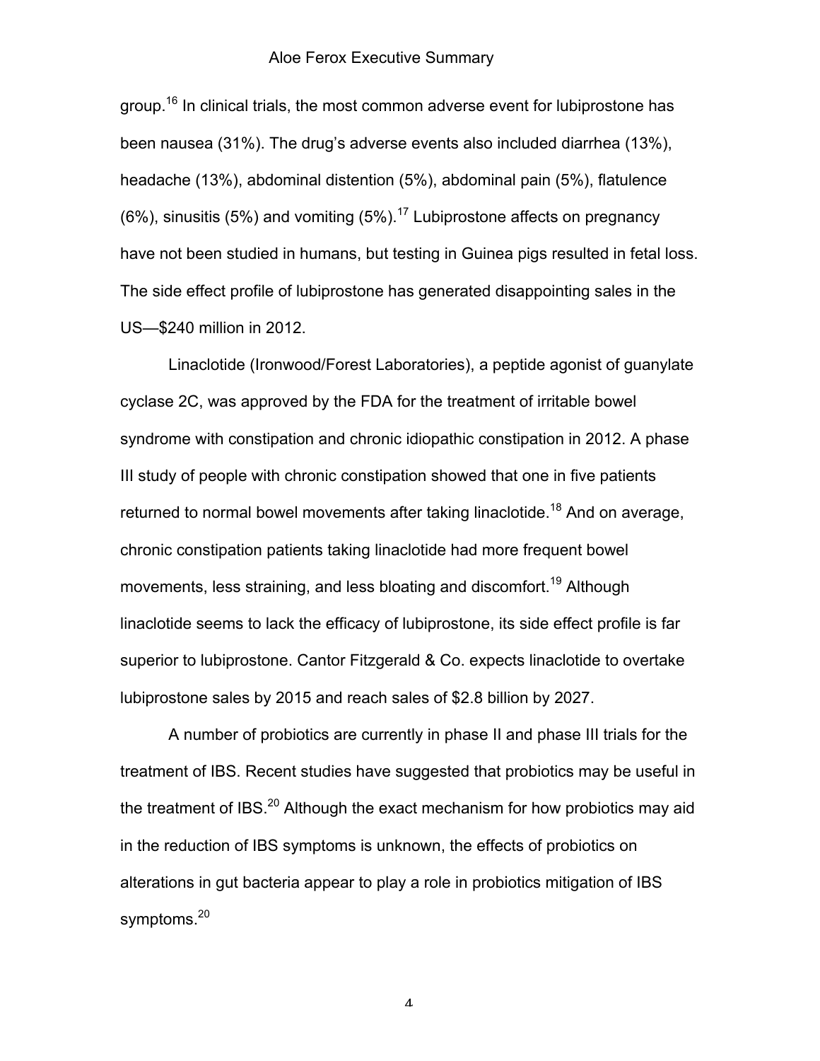group.[16] In clinical trials, the most common adverse event for lubiprostone has been nausea (31%). The drug's adverse events also included diarrhea (13%), headache (13%), abdominal distention (5%), abdominal pain (5%), flatulence (6%), sinusitis (5%) and vomiting (5%).[17] Lubiprostone affects on pregnancy have not been studied in humans, but testing in Guinea pigs resulted in fetal loss. The side effect profile of lubiprostone has generated disappointing sales in the US—$240 million in 2012.

Linaclotide (Ironwood/Forest Laboratories), a peptide agonist of guanylate cyclase 2C, was approved by the FDA for the treatment of irritable bowel syndrome with constipation and chronic idiopathic constipation in 2012. A phase III study of people with chronic constipation showed that one in five patients returned to normal bowel movements after taking linaclotide.[18] And on average, chronic constipation patients taking linaclotide had more frequent bowel movements, less straining, and less bloating and discomfort.[19] Although linaclotide seems to lack the efficacy of lubiprostone, its side effect profile is far superior to lubiprostone. Cantor Fitzgerald & Co. expects linaclotide to overtake lubiprostone sales by 2015 and reach sales of $2.8 billion by 2027.

A number of probiotics are currently in phase II and phase III trials for the treatment of IBS. Recent studies have suggested that probiotics may be useful in the treatment of IBS.[20] Although the exact mechanism for how probiotics may aid in the reduction of IBS symptoms is unknown, the effects of probiotics on alterations in gut bacteria appear to play a role in probiotics mitigation of IBS symptoms.[20]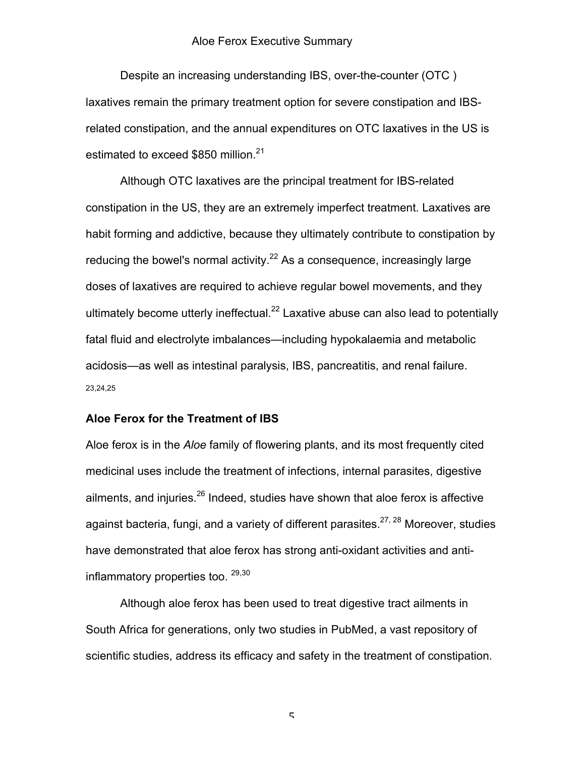Despite an increasing understanding IBS, over-the-counter (OTC ) laxatives remain the primary treatment option for severe constipation and IBS-related constipation, and the annual expenditures on OTC laxatives in the US is estimated to exceed $850 million.[21]

Although OTC laxatives are the principal treatment for IBS-related constipation in the US, they are an extremely imperfect treatment. Laxatives are habit forming and addictive, because they ultimately contribute to constipation by reducing the bowel's normal activity.[22] As a consequence, increasingly large doses of laxatives are required to achieve regular bowel movements, and they ultimately become utterly ineffectual.[22] Laxative abuse can also lead to potentially fatal fluid and electrolyte imbalances—including hypokalaemia and metabolic acidosis—as well as intestinal paralysis, IBS, pancreatitis, and renal failure. [23,24,25]

## Aloe Ferox for the Treatment of IBS

Aloe ferox is in the *Aloe* family of flowering plants, and its most frequently cited medicinal uses include the treatment of infections, internal parasites, digestive ailments, and injuries.[26] Indeed, studies have shown that aloe ferox is affective against bacteria, fungi, and a variety of different parasites.[27, 28] Moreover, studies have demonstrated that aloe ferox has strong anti-oxidant activities and anti-inflammatory properties too. [29,30]

Although aloe ferox has been used to treat digestive tract ailments in South Africa for generations, only two studies in PubMed, a vast repository of scientific studies, address its efficacy and safety in the treatment of constipation.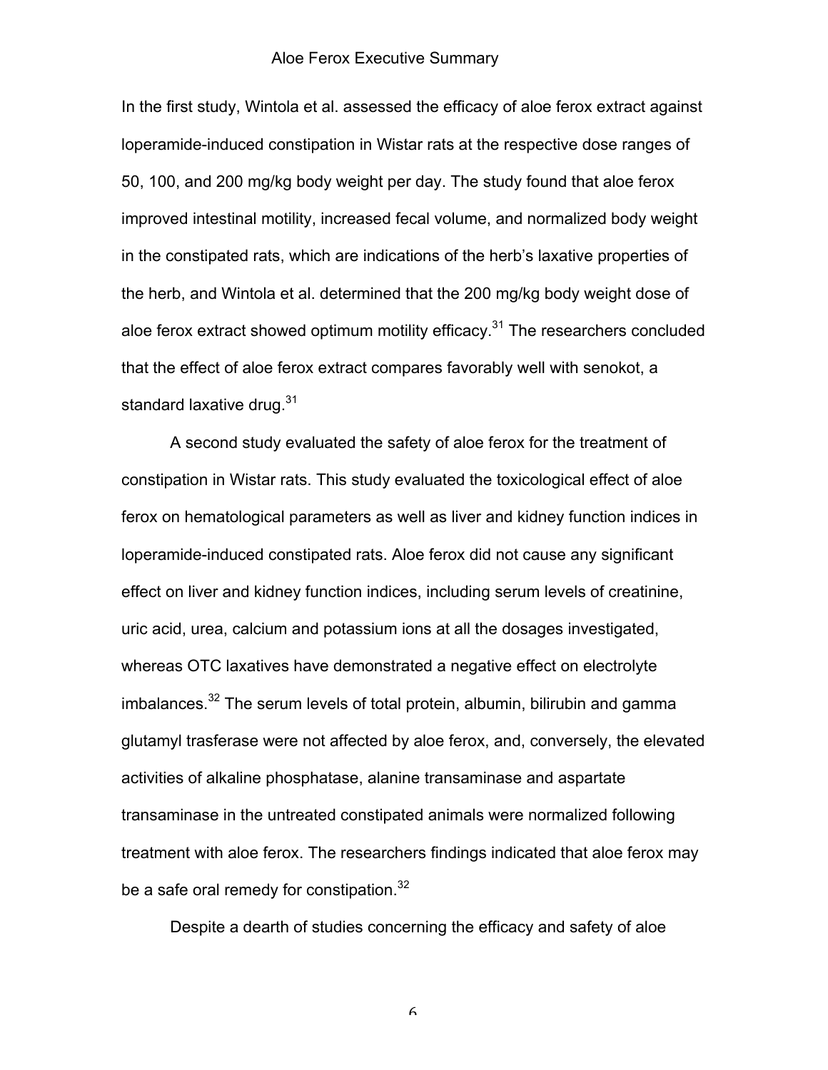In the first study, Wintola et al. assessed the efficacy of aloe ferox extract against loperamide-induced constipation in Wistar rats at the respective dose ranges of 50, 100, and 200 mg/kg body weight per day. The study found that aloe ferox improved intestinal motility, increased fecal volume, and normalized body weight in the constipated rats, which are indications of the herb's laxative properties of the herb, and Wintola et al. determined that the 200 mg/kg body weight dose of aloe ferox extract showed optimum motility efficacy.[31] The researchers concluded that the effect of aloe ferox extract compares favorably well with senokot, a standard laxative drug.[31]

A second study evaluated the safety of aloe ferox for the treatment of constipation in Wistar rats. This study evaluated the toxicological effect of aloe ferox on hematological parameters as well as liver and kidney function indices in loperamide-induced constipated rats. Aloe ferox did not cause any significant effect on liver and kidney function indices, including serum levels of creatinine, uric acid, urea, calcium and potassium ions at all the dosages investigated, whereas OTC laxatives have demonstrated a negative effect on electrolyte imbalances.[32] The serum levels of total protein, albumin, bilirubin and gamma glutamyl trasferase were not affected by aloe ferox, and, conversely, the elevated activities of alkaline phosphatase, alanine transaminase and aspartate transaminase in the untreated constipated animals were normalized following treatment with aloe ferox. The researchers findings indicated that aloe ferox may be a safe oral remedy for constipation.[32]

Despite a dearth of studies concerning the efficacy and safety of aloe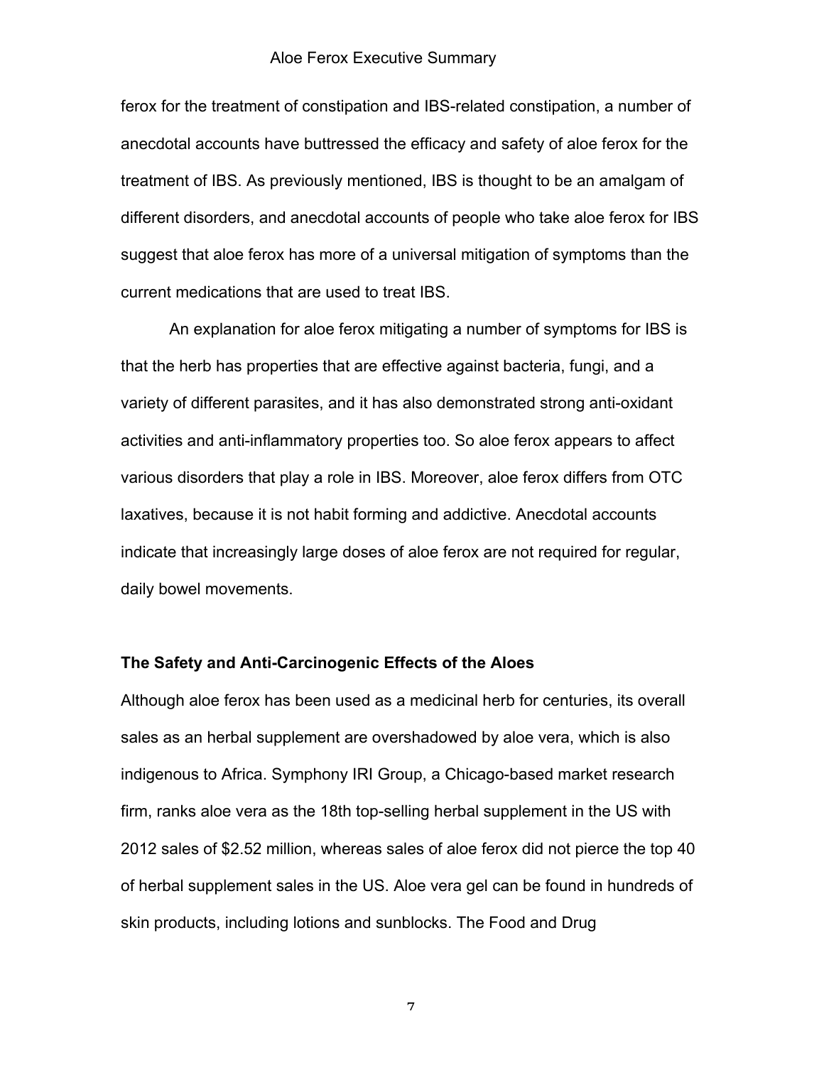ferox for the treatment of constipation and IBS-related constipation, a number of anecdotal accounts have buttressed the efficacy and safety of aloe ferox for the treatment of IBS. As previously mentioned, IBS is thought to be an amalgam of different disorders, and anecdotal accounts of people who take aloe ferox for IBS suggest that aloe ferox has more of a universal mitigation of symptoms than the current medications that are used to treat IBS.

An explanation for aloe ferox mitigating a number of symptoms for IBS is that the herb has properties that are effective against bacteria, fungi, and a variety of different parasites, and it has also demonstrated strong anti-oxidant activities and anti-inflammatory properties too. So aloe ferox appears to affect various disorders that play a role in IBS. Moreover, aloe ferox differs from OTC laxatives, because it is not habit forming and addictive. Anecdotal accounts indicate that increasingly large doses of aloe ferox are not required for regular, daily bowel movements.

**The Safety and Anti-Carcinogenic Effects of the Aloes**

Although aloe ferox has been used as a medicinal herb for centuries, its overall sales as an herbal supplement are overshadowed by aloe vera, which is also indigenous to Africa. Symphony IRI Group, a Chicago-based market research firm, ranks aloe vera as the 18th top-selling herbal supplement in the US with 2012 sales of $2.52 million, whereas sales of aloe ferox did not pierce the top 40 of herbal supplement sales in the US. Aloe vera gel can be found in hundreds of skin products, including lotions and sunblocks. The Food and Drug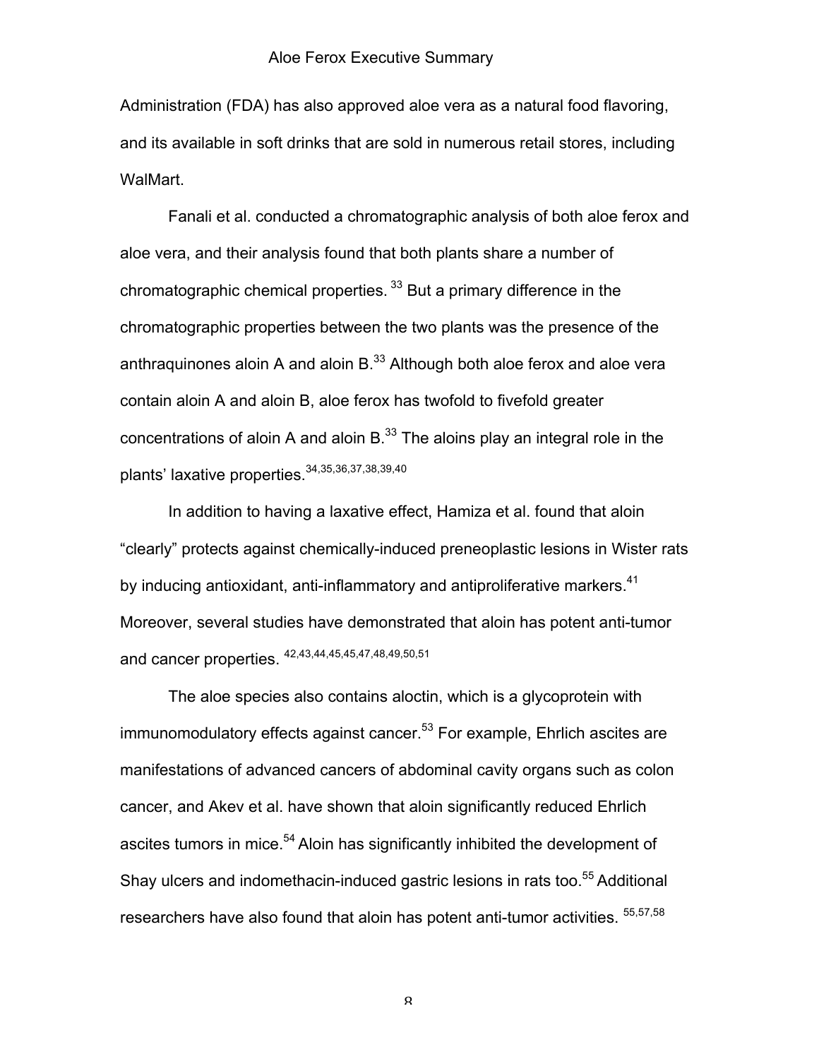Administration (FDA) has also approved aloe vera as a natural food flavoring, and its available in soft drinks that are sold in numerous retail stores, including WalMart.

Fanali et al. conducted a chromatographic analysis of both aloe ferox and aloe vera, and their analysis found that both plants share a number of chromatographic chemical properties. [33] But a primary difference in the chromatographic properties between the two plants was the presence of the anthraquinones aloin A and aloin B.[33] Although both aloe ferox and aloe vera contain aloin A and aloin B, aloe ferox has twofold to fivefold greater concentrations of aloin A and aloin B.[33] The aloins play an integral role in the plants' laxative properties.[34,35,36,37,38,39,40]

In addition to having a laxative effect, Hamiza et al. found that aloin "clearly" protects against chemically-induced preneoplastic lesions in Wister rats by inducing antioxidant, anti-inflammatory and antiproliferative markers.[41] Moreover, several studies have demonstrated that aloin has potent anti-tumor and cancer properties. [42,43,44,45,45,47,48,49,50,51]

The aloe species also contains aloctin, which is a glycoprotein with immunomodulatory effects against cancer.[53] For example, Ehrlich ascites are manifestations of advanced cancers of abdominal cavity organs such as colon cancer, and Akev et al. have shown that aloin significantly reduced Ehrlich ascites tumors in mice.[54] Aloin has significantly inhibited the development of Shay ulcers and indomethacin-induced gastric lesions in rats too.[55] Additional researchers have also found that aloin has potent anti-tumor activities. [55,57,58]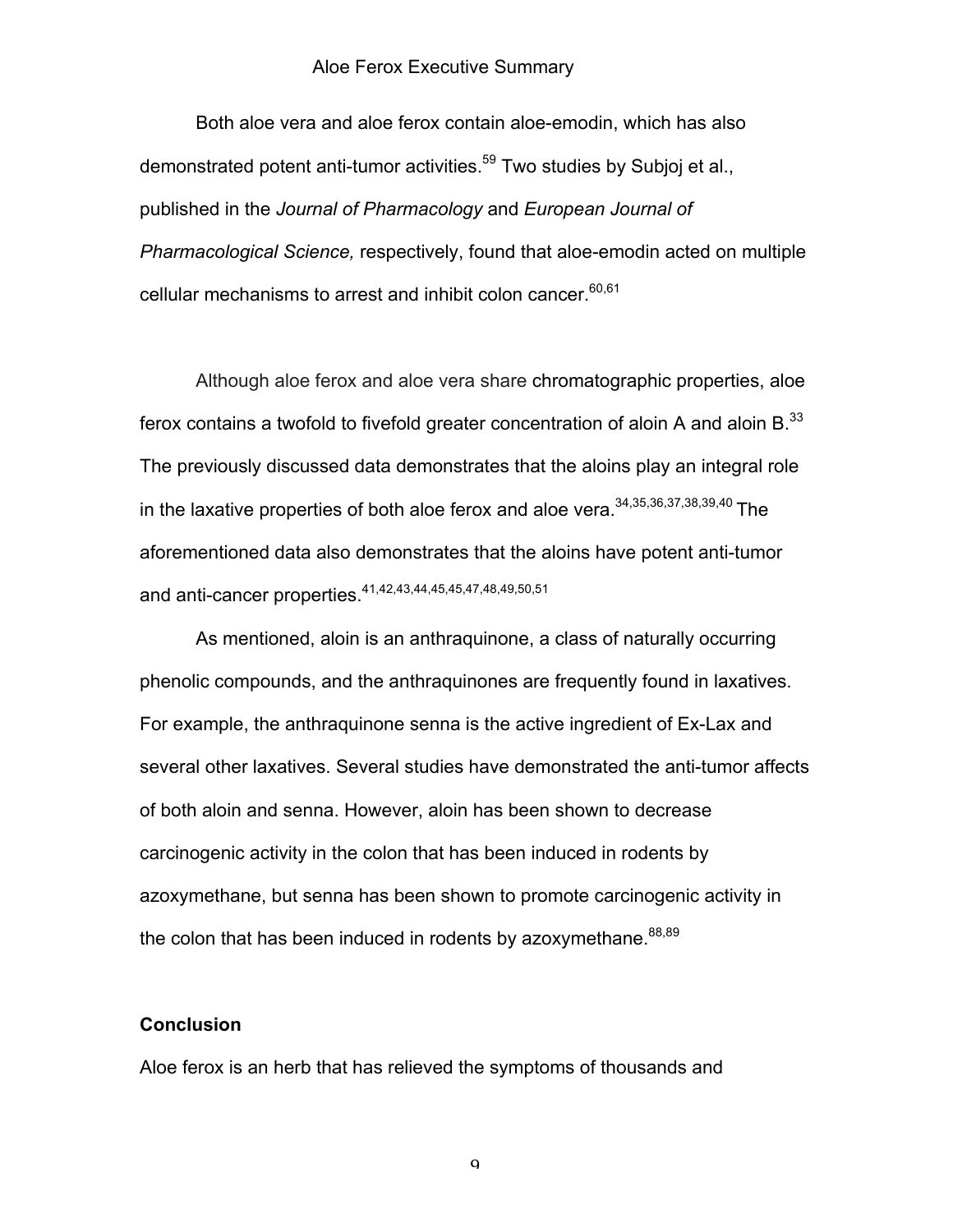Both aloe vera and aloe ferox contain aloe-emodin, which has also demonstrated potent anti-tumor activities.[59] Two studies by Subjoj et al., published in the *Journal of Pharmacology* and *European Journal of Pharmacological Science,* respectively, found that aloe-emodin acted on multiple cellular mechanisms to arrest and inhibit colon cancer.[60,61]

Although aloe ferox and aloe vera share chromatographic properties, aloe ferox contains a twofold to fivefold greater concentration of aloin A and aloin B.[33] The previously discussed data demonstrates that the aloins play an integral role in the laxative properties of both aloe ferox and aloe vera.[34,35,36,37,38,39,40] The aforementioned data also demonstrates that the aloins have potent anti-tumor and anti-cancer properties.[41,42,43,44,45,45,47,48,49,50,51]

As mentioned, aloin is an anthraquinone, a class of naturally occurring phenolic compounds, and the anthraquinones are frequently found in laxatives. For example, the anthraquinone senna is the active ingredient of Ex-Lax and several other laxatives. Several studies have demonstrated the anti-tumor affects of both aloin and senna. However, aloin has been shown to decrease carcinogenic activity in the colon that has been induced in rodents by azoxymethane, but senna has been shown to promote carcinogenic activity in the colon that has been induced in rodents by azoxymethane.[88,89]

## Conclusion

Aloe ferox is an herb that has relieved the symptoms of thousands and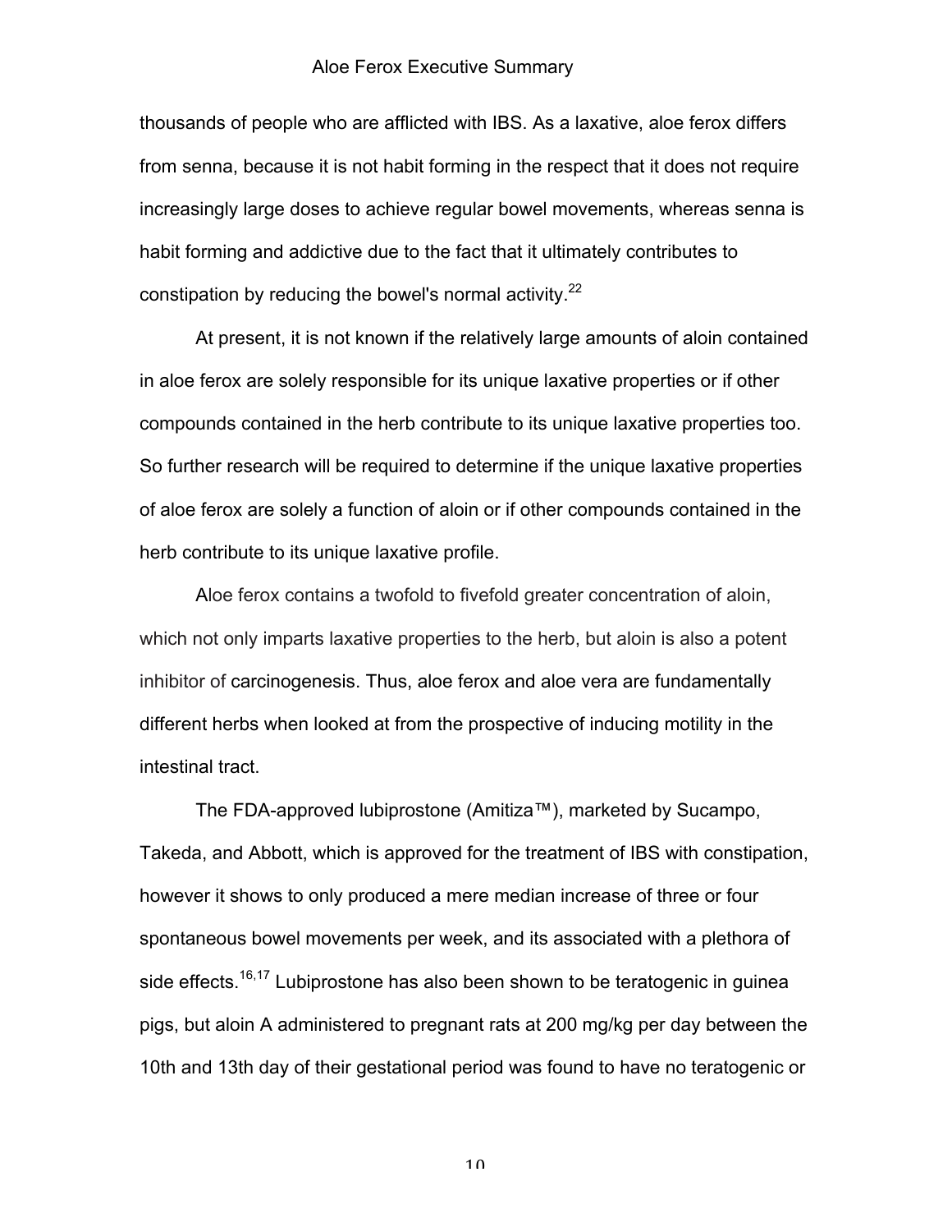thousands of people who are afflicted with IBS. As a laxative, aloe ferox differs from senna, because it is not habit forming in the respect that it does not require increasingly large doses to achieve regular bowel movements, whereas senna is habit forming and addictive due to the fact that it ultimately contributes to constipation by reducing the bowel's normal activity.[22]

At present, it is not known if the relatively large amounts of aloin contained in aloe ferox are solely responsible for its unique laxative properties or if other compounds contained in the herb contribute to its unique laxative properties too. So further research will be required to determine if the unique laxative properties of aloe ferox are solely a function of aloin or if other compounds contained in the herb contribute to its unique laxative profile.

Aloe ferox contains a twofold to fivefold greater concentration of aloin, which not only imparts laxative properties to the herb, but aloin is also a potent inhibitor of carcinogenesis. Thus, aloe ferox and aloe vera are fundamentally different herbs when looked at from the prospective of inducing motility in the intestinal tract.

The FDA-approved lubiprostone (Amitiza™), marketed by Sucampo, Takeda, and Abbott, which is approved for the treatment of IBS with constipation, however it shows to only produced a mere median increase of three or four spontaneous bowel movements per week, and its associated with a plethora of side effects.[16,17] Lubiprostone has also been shown to be teratogenic in guinea pigs, but aloin A administered to pregnant rats at 200 mg/kg per day between the 10th and 13th day of their gestational period was found to have no teratogenic or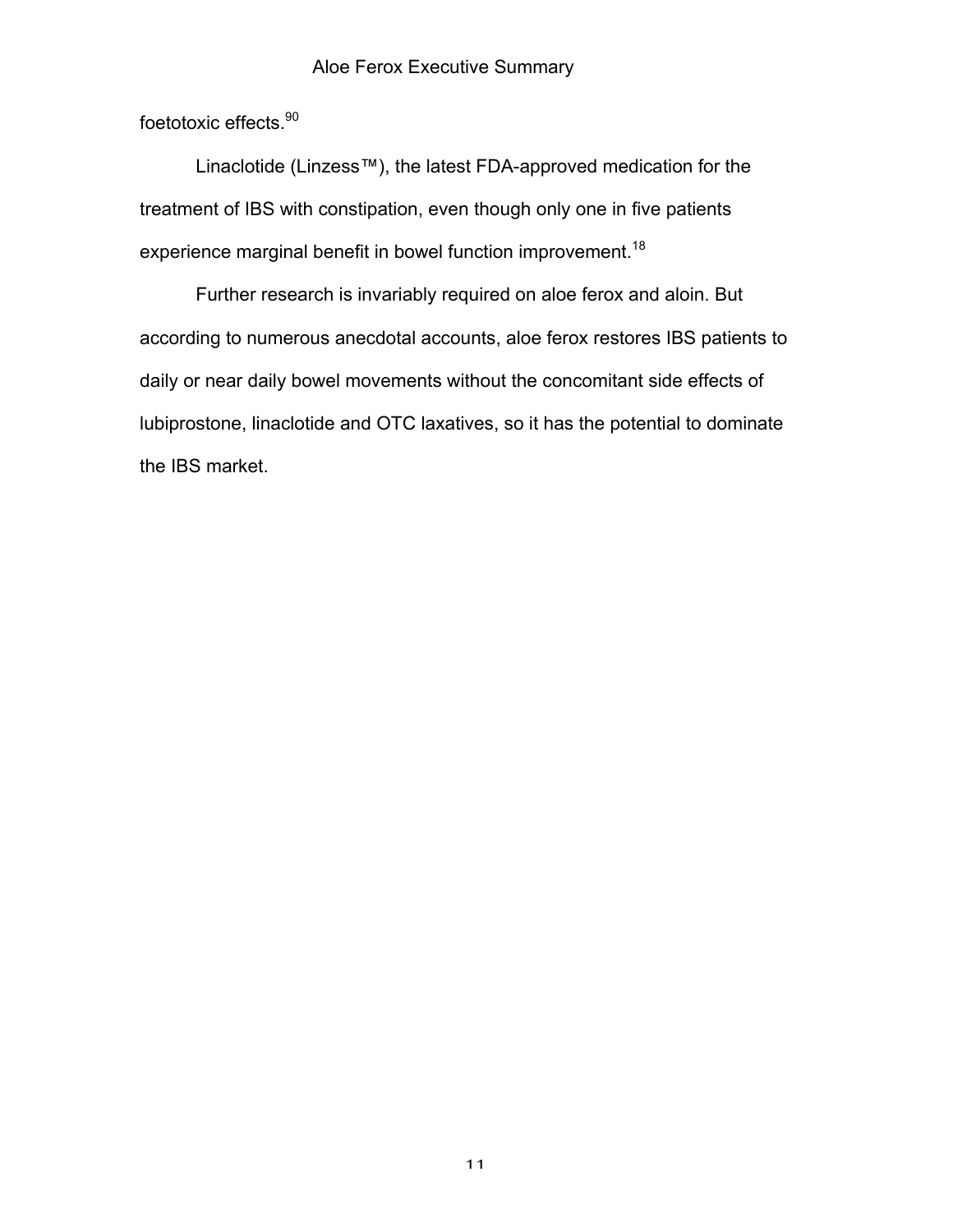foetotoxic effects.[90]

Linaclotide (Linzess™), the latest FDA-approved medication for the treatment of IBS with constipation, even though only one in five patients experience marginal benefit in bowel function improvement.[18]

Further research is invariably required on aloe ferox and aloin. But according to numerous anecdotal accounts, aloe ferox restores IBS patients to daily or near daily bowel movements without the concomitant side effects of lubiprostone, linaclotide and OTC laxatives, so it has the potential to dominate the IBS market.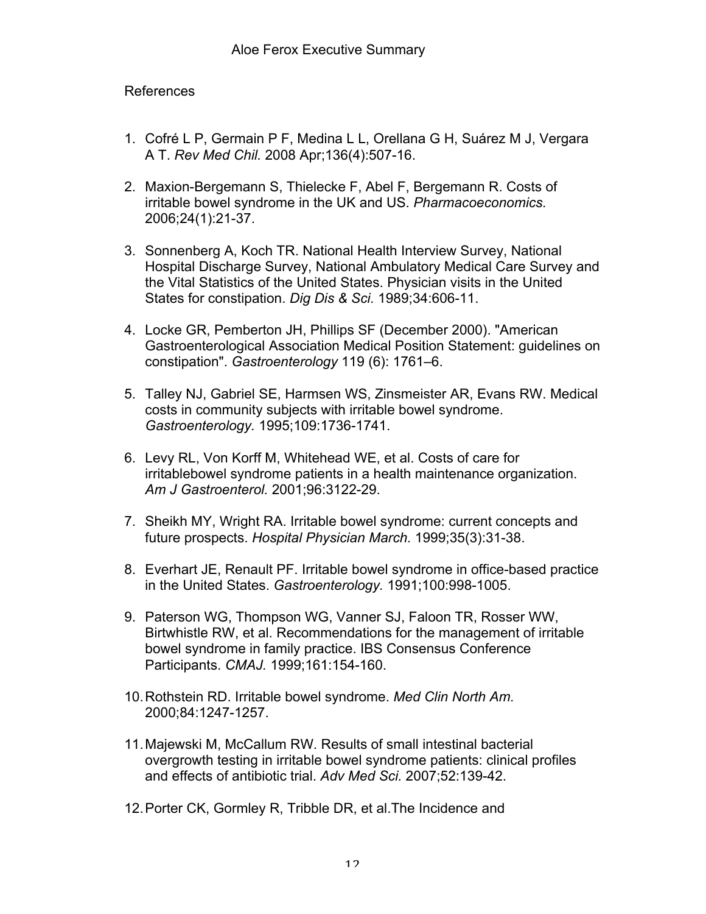References

1. Cofré L P, Germain P F, Medina L L, Orellana G H, Suárez M J, Vergara A T. *Rev Med Chil.* 2008 Apr;136(4):507-16.

2. Maxion-Bergemann S, Thielecke F, Abel F, Bergemann R. Costs of irritable bowel syndrome in the UK and US. *Pharmacoeconomics.* 2006;24(1):21-37.

3. Sonnenberg A, Koch TR. National Health Interview Survey, National Hospital Discharge Survey, National Ambulatory Medical Care Survey and the Vital Statistics of the United States. Physician visits in the United States for constipation. *Dig Dis & Sci.* 1989;34:606-11.

4. Locke GR, Pemberton JH, Phillips SF (December 2000). "American Gastroenterological Association Medical Position Statement: guidelines on constipation". *Gastroenterology* 119 (6): 1761–6.

5. Talley NJ, Gabriel SE, Harmsen WS, Zinsmeister AR, Evans RW. Medical costs in community subjects with irritable bowel syndrome. *Gastroenterology.* 1995;109:1736-1741.

6. Levy RL, Von Korff M, Whitehead WE, et al. Costs of care for irritablebowel syndrome patients in a health maintenance organization. *Am J Gastroenterol.* 2001;96:3122-29.

7. Sheikh MY, Wright RA. Irritable bowel syndrome: current concepts and future prospects. *Hospital Physician March.* 1999;35(3):31-38.

8. Everhart JE, Renault PF. Irritable bowel syndrome in office-based practice in the United States. *Gastroenterology.* 1991;100:998-1005.

9. Paterson WG, Thompson WG, Vanner SJ, Faloon TR, Rosser WW, Birtwhistle RW, et al. Recommendations for the management of irritable bowel syndrome in family practice. IBS Consensus Conference Participants. *CMAJ.* 1999;161:154-160.

10. Rothstein RD. Irritable bowel syndrome. *Med Clin North Am.* 2000;84:1247-1257.

11. Majewski M, McCallum RW. Results of small intestinal bacterial overgrowth testing in irritable bowel syndrome patients: clinical profiles and effects of antibiotic trial. *Adv Med Sci.* 2007;52:139-42.

12. Porter CK, Gormley R, Tribble DR, et al.The Incidence and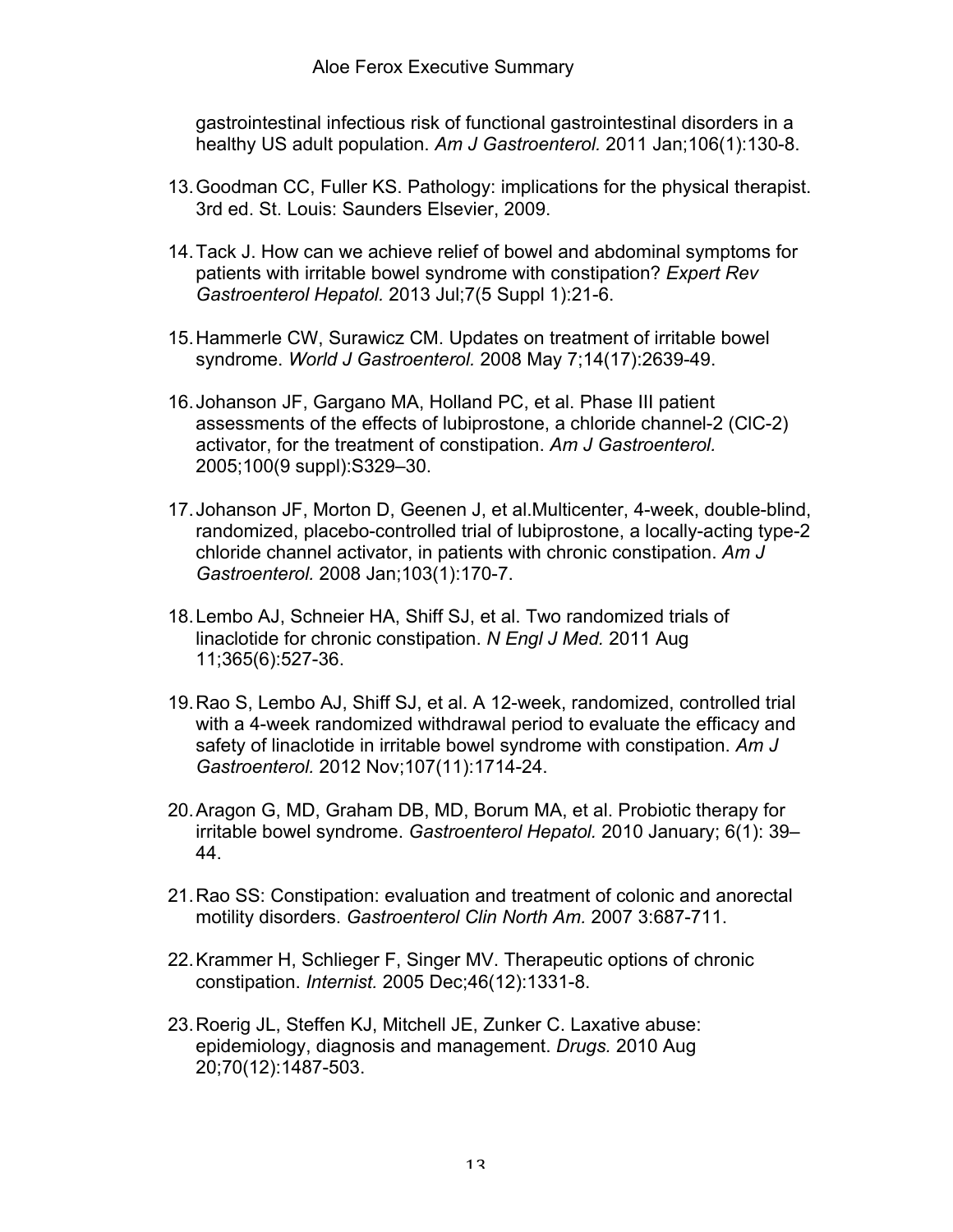gastrointestinal infectious risk of functional gastrointestinal disorders in a healthy US adult population. *Am J Gastroenterol.* 2011 Jan;106(1):130-8.

13. Goodman CC, Fuller KS. Pathology: implications for the physical therapist. 3rd ed. St. Louis: Saunders Elsevier, 2009.

14. Tack J. How can we achieve relief of bowel and abdominal symptoms for patients with irritable bowel syndrome with constipation? *Expert Rev Gastroenterol Hepatol.* 2013 Jul;7(5 Suppl 1):21-6.

15. Hammerle CW, Surawicz CM. Updates on treatment of irritable bowel syndrome. *World J Gastroenterol.* 2008 May 7;14(17):2639-49.

16. Johanson JF, Gargano MA, Holland PC, et al. Phase III patient assessments of the effects of lubiprostone, a chloride channel-2 (ClC-2) activator, for the treatment of constipation. *Am J Gastroenterol.* 2005;100(9 suppl):S329–30.

17. Johanson JF, Morton D, Geenen J, et al.Multicenter, 4-week, double-blind, randomized, placebo-controlled trial of lubiprostone, a locally-acting type-2 chloride channel activator, in patients with chronic constipation. *Am J Gastroenterol.* 2008 Jan;103(1):170-7.

18. Lembo AJ, Schneier HA, Shiff SJ, et al. Two randomized trials of linaclotide for chronic constipation. *N Engl J Med.* 2011 Aug 11;365(6):527-36.

19. Rao S, Lembo AJ, Shiff SJ, et al. A 12-week, randomized, controlled trial with a 4-week randomized withdrawal period to evaluate the efficacy and safety of linaclotide in irritable bowel syndrome with constipation. *Am J Gastroenterol.* 2012 Nov;107(11):1714-24.

20. Aragon G, MD, Graham DB, MD, Borum MA, et al. Probiotic therapy for irritable bowel syndrome. *Gastroenterol Hepatol.* 2010 January; 6(1): 39–44.

21. Rao SS: Constipation: evaluation and treatment of colonic and anorectal motility disorders. *Gastroenterol Clin North Am.* 2007 3:687-711.

22. Krammer H, Schlieger F, Singer MV. Therapeutic options of chronic constipation. *Internist.* 2005 Dec;46(12):1331-8.

23. Roerig JL, Steffen KJ, Mitchell JE, Zunker C. Laxative abuse: epidemiology, diagnosis and management. *Drugs.* 2010 Aug 20;70(12):1487-503.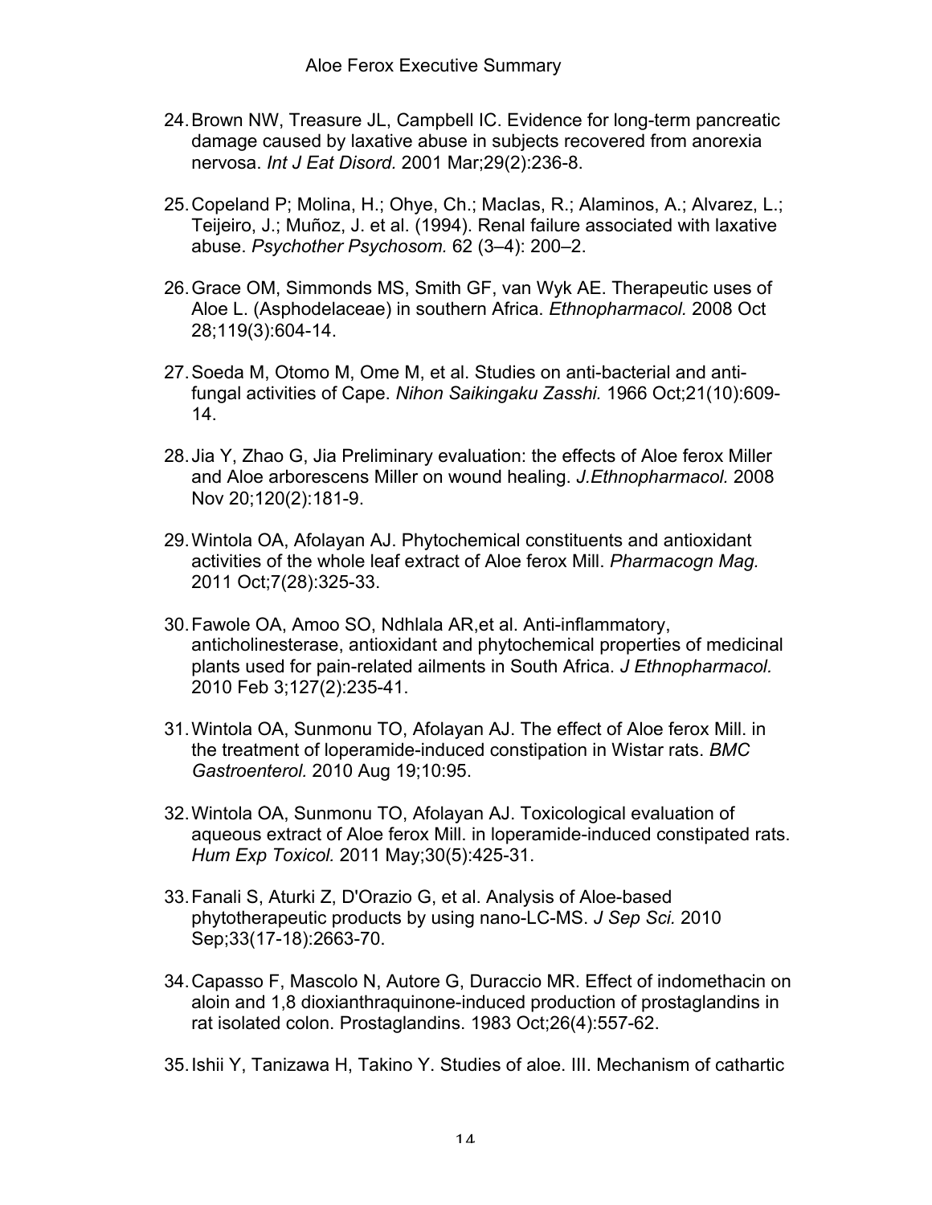24. Brown NW, Treasure JL, Campbell IC. Evidence for long-term pancreatic damage caused by laxative abuse in subjects recovered from anorexia nervosa. *Int J Eat Disord.* 2001 Mar;29(2):236-8.

25. Copeland P; Molina, H.; Ohye, Ch.; MacIas, R.; Alaminos, A.; Alvarez, L.; Teijeiro, J.; Muñoz, J. et al. (1994). Renal failure associated with laxative abuse. *Psychother Psychosom.* 62 (3–4): 200–2.

26. Grace OM, Simmonds MS, Smith GF, van Wyk AE. Therapeutic uses of Aloe L. (Asphodelaceae) in southern Africa. *Ethnopharmacol.* 2008 Oct 28;119(3):604-14.

27. Soeda M, Otomo M, Ome M, et al. Studies on anti-bacterial and anti-fungal activities of Cape. *Nihon Saikingaku Zasshi.* 1966 Oct;21(10):609-14.

28. Jia Y, Zhao G, Jia Preliminary evaluation: the effects of Aloe ferox Miller and Aloe arborescens Miller on wound healing. *J.Ethnopharmacol.* 2008 Nov 20;120(2):181-9.

29. Wintola OA, Afolayan AJ. Phytochemical constituents and antioxidant activities of the whole leaf extract of Aloe ferox Mill. *Pharmacogn Mag.* 2011 Oct;7(28):325-33.

30. Fawole OA, Amoo SO, Ndhlala AR,et al. Anti-inflammatory, anticholinesterase, antioxidant and phytochemical properties of medicinal plants used for pain-related ailments in South Africa. *J Ethnopharmacol.* 2010 Feb 3;127(2):235-41.

31. Wintola OA, Sunmonu TO, Afolayan AJ. The effect of Aloe ferox Mill. in the treatment of loperamide-induced constipation in Wistar rats. *BMC Gastroenterol.* 2010 Aug 19;10:95.

32. Wintola OA, Sunmonu TO, Afolayan AJ. Toxicological evaluation of aqueous extract of Aloe ferox Mill. in loperamide-induced constipated rats. *Hum Exp Toxicol.* 2011 May;30(5):425-31.

33. Fanali S, Aturki Z, D'Orazio G, et al. Analysis of Aloe-based phytotherapeutic products by using nano-LC-MS. *J Sep Sci.* 2010 Sep;33(17-18):2663-70.

34. Capasso F, Mascolo N, Autore G, Duraccio MR. Effect of indomethacin on aloin and 1,8 dioxianthraquinone-induced production of prostaglandins in rat isolated colon. Prostaglandins. 1983 Oct;26(4):557-62.

35. Ishii Y, Tanizawa H, Takino Y. Studies of aloe. III. Mechanism of cathartic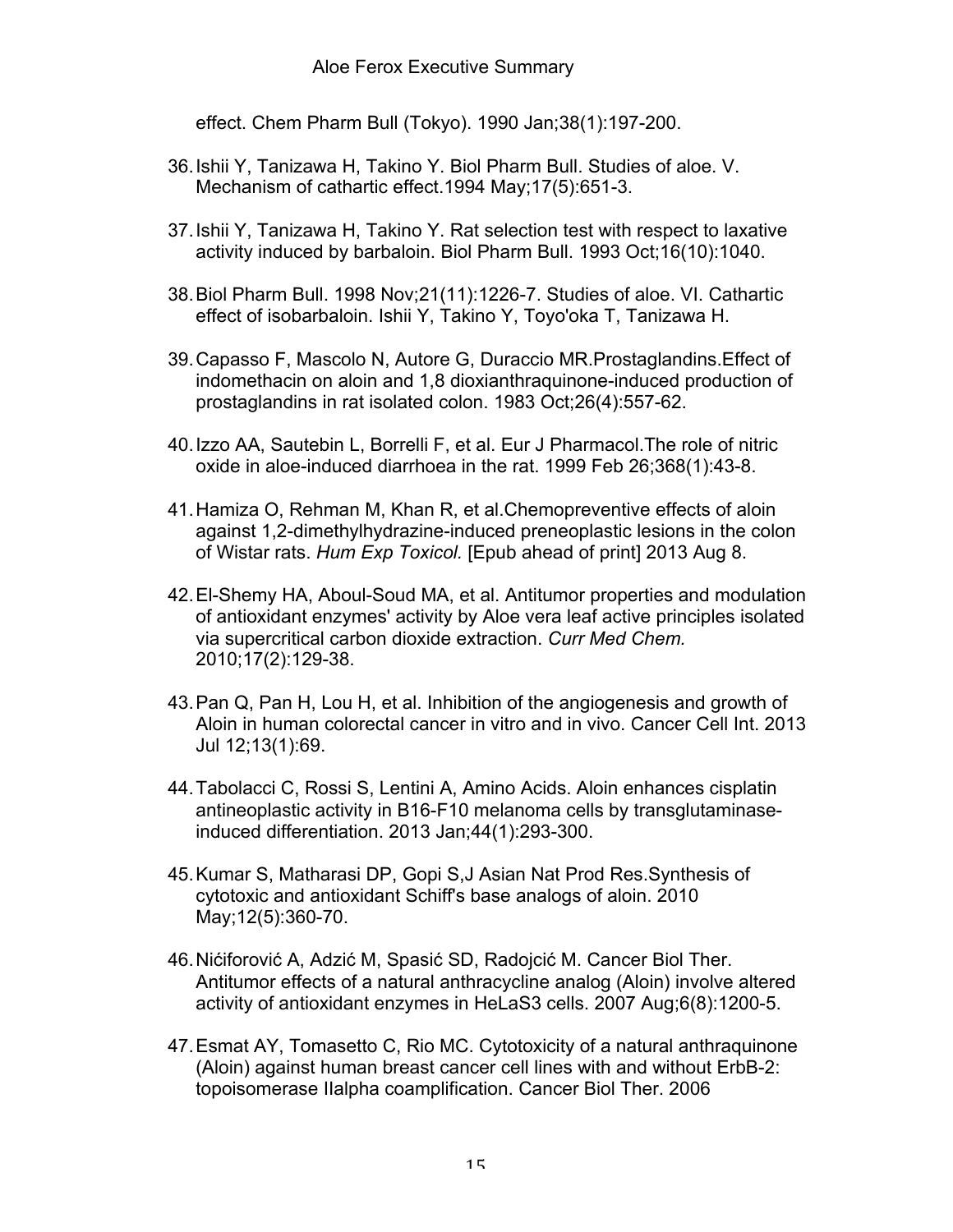effect. Chem Pharm Bull (Tokyo). 1990 Jan;38(1):197-200.

36. Ishii Y, Tanizawa H, Takino Y. Biol Pharm Bull. Studies of aloe. V. Mechanism of cathartic effect.1994 May;17(5):651-3.

37. Ishii Y, Tanizawa H, Takino Y. Rat selection test with respect to laxative activity induced by barbaloin. Biol Pharm Bull. 1993 Oct;16(10):1040.

38. Biol Pharm Bull. 1998 Nov;21(11):1226-7. Studies of aloe. VI. Cathartic effect of isobarbaloin. Ishii Y, Takino Y, Toyo'oka T, Tanizawa H.

39. Capasso F, Mascolo N, Autore G, Duraccio MR.Prostaglandins.Effect of indomethacin on aloin and 1,8 dioxianthraquinone-induced production of prostaglandins in rat isolated colon. 1983 Oct;26(4):557-62.

40. Izzo AA, Sautebin L, Borrelli F, et al. Eur J Pharmacol.The role of nitric oxide in aloe-induced diarrhoea in the rat. 1999 Feb 26;368(1):43-8.

41. Hamiza O, Rehman M, Khan R, et al.Chemopreventive effects of aloin against 1,2-dimethylhydrazine-induced preneoplastic lesions in the colon of Wistar rats. *Hum Exp Toxicol.* [Epub ahead of print] 2013 Aug 8.

42. El-Shemy HA, Aboul-Soud MA, et al. Antitumor properties and modulation of antioxidant enzymes' activity by Aloe vera leaf active principles isolated via supercritical carbon dioxide extraction. *Curr Med Chem.* 2010;17(2):129-38.

43. Pan Q, Pan H, Lou H, et al. Inhibition of the angiogenesis and growth of Aloin in human colorectal cancer in vitro and in vivo. Cancer Cell Int. 2013 Jul 12;13(1):69.

44. Tabolacci C, Rossi S, Lentini A, Amino Acids. Aloin enhances cisplatin antineoplastic activity in B16-F10 melanoma cells by transglutaminase-induced differentiation. 2013 Jan;44(1):293-300.

45. Kumar S, Matharasi DP, Gopi S,J Asian Nat Prod Res.Synthesis of cytotoxic and antioxidant Schiff's base analogs of aloin. 2010 May;12(5):360-70.

46. Nićiforović A, Adzić M, Spasić SD, Radojcić M. Cancer Biol Ther. Antitumor effects of a natural anthracycline analog (Aloin) involve altered activity of antioxidant enzymes in HeLaS3 cells. 2007 Aug;6(8):1200-5.

47. Esmat AY, Tomasetto C, Rio MC. Cytotoxicity of a natural anthraquinone (Aloin) against human breast cancer cell lines with and without ErbB-2: topoisomerase IIalpha coamplification. Cancer Biol Ther. 2006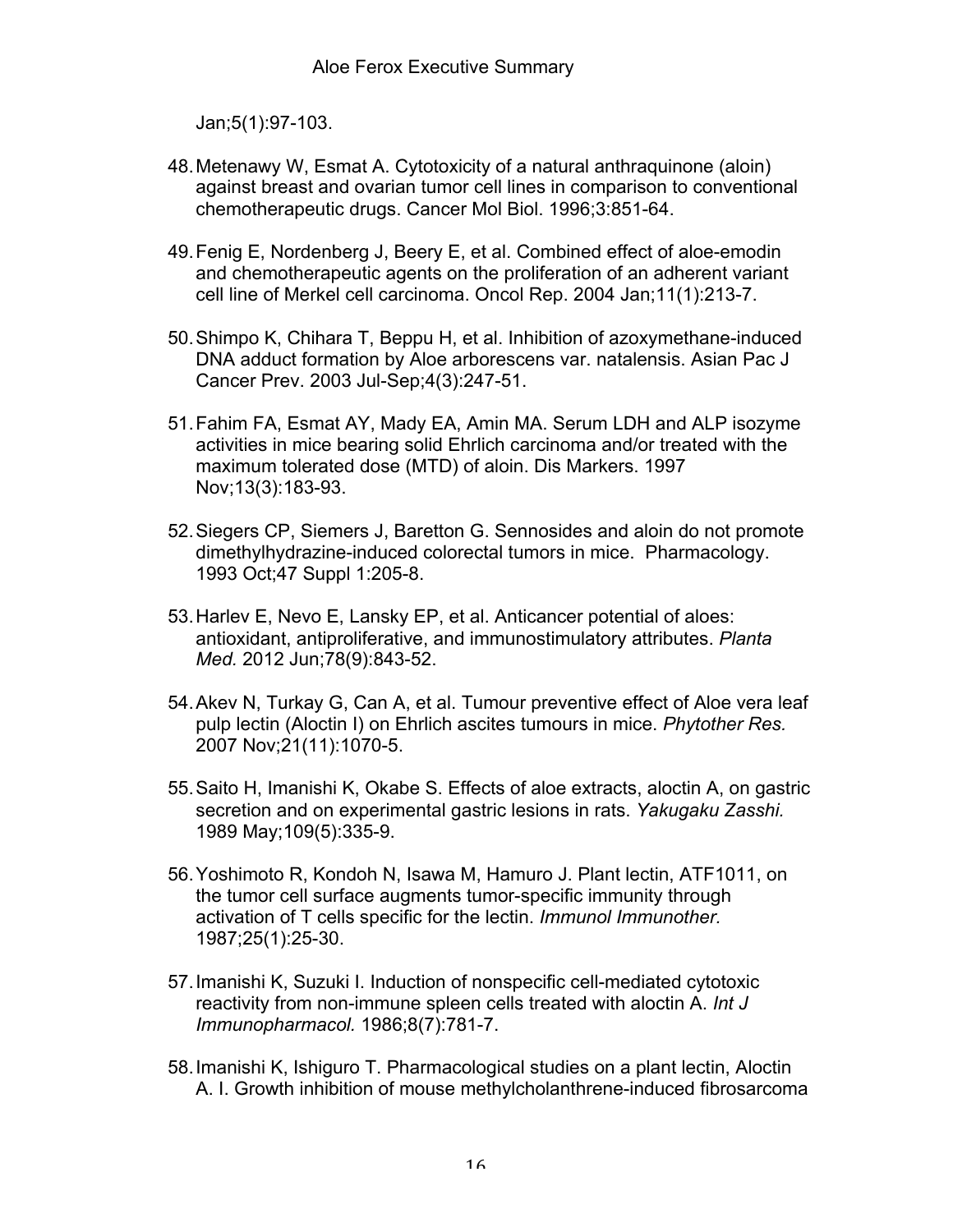Jan;5(1):97-103.

48. Metenawy W, Esmat A. Cytotoxicity of a natural anthraquinone (aloin) against breast and ovarian tumor cell lines in comparison to conventional chemotherapeutic drugs. Cancer Mol Biol. 1996;3:851-64.

49. Fenig E, Nordenberg J, Beery E, et al. Combined effect of aloe-emodin and chemotherapeutic agents on the proliferation of an adherent variant cell line of Merkel cell carcinoma. Oncol Rep. 2004 Jan;11(1):213-7.

50. Shimpo K, Chihara T, Beppu H, et al. Inhibition of azoxymethane-induced DNA adduct formation by Aloe arborescens var. natalensis. Asian Pac J Cancer Prev. 2003 Jul-Sep;4(3):247-51.

51. Fahim FA, Esmat AY, Mady EA, Amin MA. Serum LDH and ALP isozyme activities in mice bearing solid Ehrlich carcinoma and/or treated with the maximum tolerated dose (MTD) of aloin. Dis Markers. 1997 Nov;13(3):183-93.

52. Siegers CP, Siemers J, Baretton G. Sennosides and aloin do not promote dimethylhydrazine-induced colorectal tumors in mice. Pharmacology. 1993 Oct;47 Suppl 1:205-8.

53. Harlev E, Nevo E, Lansky EP, et al. Anticancer potential of aloes: antioxidant, antiproliferative, and immunostimulatory attributes. *Planta Med.* 2012 Jun;78(9):843-52.

54. Akev N, Turkay G, Can A, et al. Tumour preventive effect of Aloe vera leaf pulp lectin (Aloctin I) on Ehrlich ascites tumours in mice. *Phytother Res.* 2007 Nov;21(11):1070-5.

55. Saito H, Imanishi K, Okabe S. Effects of aloe extracts, aloctin A, on gastric secretion and on experimental gastric lesions in rats. *Yakugaku Zasshi.* 1989 May;109(5):335-9.

56. Yoshimoto R, Kondoh N, Isawa M, Hamuro J. Plant lectin, ATF1011, on the tumor cell surface augments tumor-specific immunity through activation of T cells specific for the lectin. *Immunol Immunother.* 1987;25(1):25-30.

57. Imanishi K, Suzuki I. Induction of nonspecific cell-mediated cytotoxic reactivity from non-immune spleen cells treated with aloctin A. *Int J Immunopharmacol.* 1986;8(7):781-7.

58. Imanishi K, Ishiguro T. Pharmacological studies on a plant lectin, Aloctin A. I. Growth inhibition of mouse methylcholanthrene-induced fibrosarcoma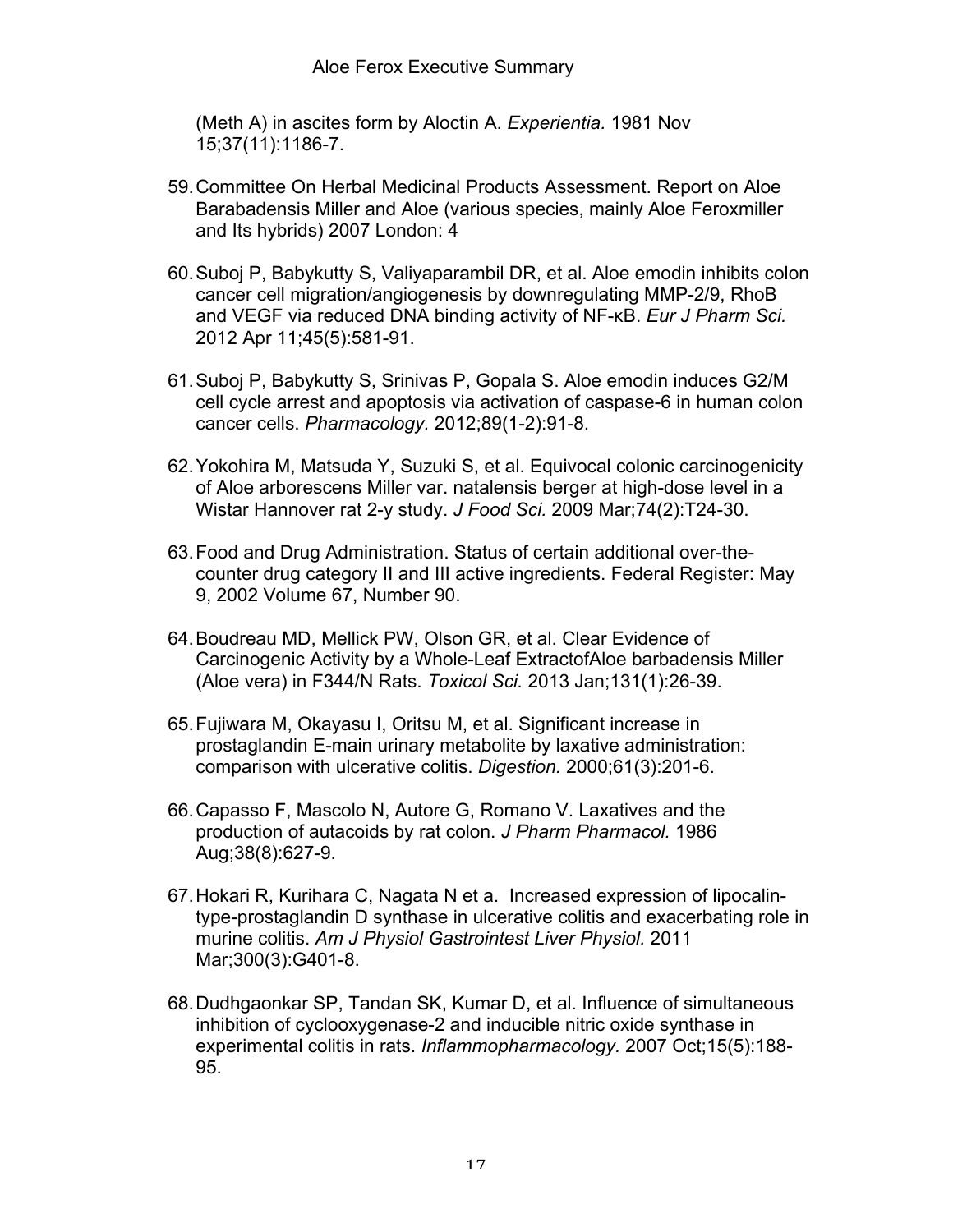(Meth A) in ascites form by Aloctin A. *Experientia.* 1981 Nov 15;37(11):1186-7.

59. Committee On Herbal Medicinal Products Assessment. Report on Aloe Barabadensis Miller and Aloe (various species, mainly Aloe Feroxmiller and Its hybrids) 2007 London: 4

60. Suboj P, Babykutty S, Valiyaparambil DR, et al. Aloe emodin inhibits colon cancer cell migration/angiogenesis by downregulating MMP-2/9, RhoB and VEGF via reduced DNA binding activity of NF-κB. *Eur J Pharm Sci.* 2012 Apr 11;45(5):581-91.

61. Suboj P, Babykutty S, Srinivas P, Gopala S. Aloe emodin induces G2/M cell cycle arrest and apoptosis via activation of caspase-6 in human colon cancer cells. *Pharmacology.* 2012;89(1-2):91-8.

62. Yokohira M, Matsuda Y, Suzuki S, et al. Equivocal colonic carcinogenicity of Aloe arborescens Miller var. natalensis berger at high-dose level in a Wistar Hannover rat 2-y study. *J Food Sci.* 2009 Mar;74(2):T24-30.

63. Food and Drug Administration. Status of certain additional over-the-counter drug category II and III active ingredients. Federal Register: May 9, 2002 Volume 67, Number 90.

64. Boudreau MD, Mellick PW, Olson GR, et al. Clear Evidence of Carcinogenic Activity by a Whole-Leaf ExtractofAloe barbadensis Miller (Aloe vera) in F344/N Rats. *Toxicol Sci.* 2013 Jan;131(1):26-39.

65. Fujiwara M, Okayasu I, Oritsu M, et al. Significant increase in prostaglandin E-main urinary metabolite by laxative administration: comparison with ulcerative colitis. *Digestion.* 2000;61(3):201-6.

66. Capasso F, Mascolo N, Autore G, Romano V. Laxatives and the production of autacoids by rat colon. *J Pharm Pharmacol.* 1986 Aug;38(8):627-9.

67. Hokari R, Kurihara C, Nagata N et a. Increased expression of lipocalin-type-prostaglandin D synthase in ulcerative colitis and exacerbating role in murine colitis. *Am J Physiol Gastrointest Liver Physiol.* 2011 Mar;300(3):G401-8.

68. Dudhgaonkar SP, Tandan SK, Kumar D, et al. Influence of simultaneous inhibition of cyclooxygenase-2 and inducible nitric oxide synthase in experimental colitis in rats. *Inflammopharmacology.* 2007 Oct;15(5):188-95.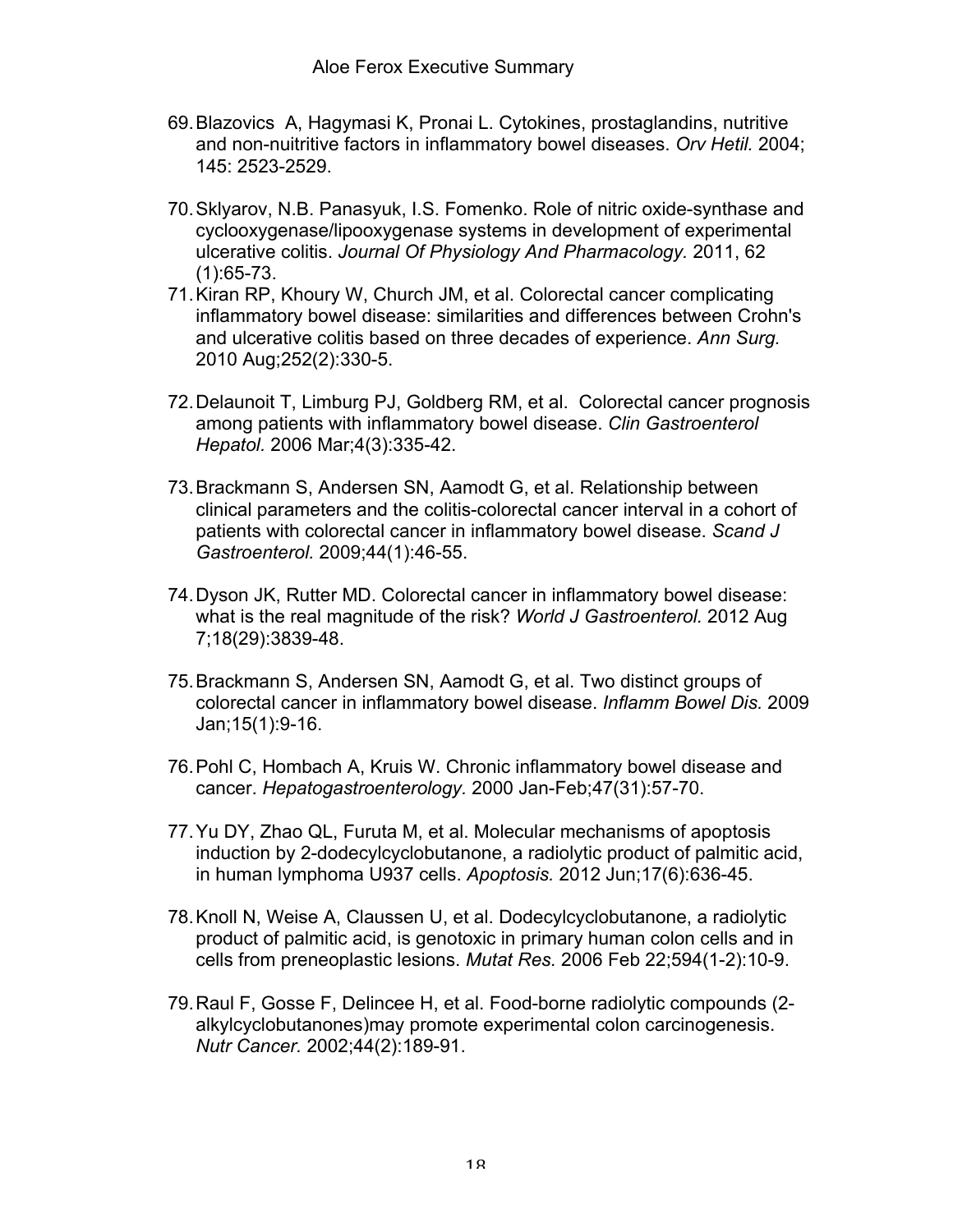69. Blazovics A, Hagymasi K, Pronai L. Cytokines, prostaglandins, nutritive and non-nuitritive factors in inflammatory bowel diseases. *Orv Hetil.* 2004; 145: 2523-2529.

70. Sklyarov, N.B. Panasyuk, I.S. Fomenko. Role of nitric oxide-synthase and cyclooxygenase/lipooxygenase systems in development of experimental ulcerative colitis. *Journal Of Physiology And Pharmacology.* 2011, 62 (1):65-73.

71. Kiran RP, Khoury W, Church JM, et al. Colorectal cancer complicating inflammatory bowel disease: similarities and differences between Crohn's and ulcerative colitis based on three decades of experience. *Ann Surg.* 2010 Aug;252(2):330-5.

72. Delaunoit T, Limburg PJ, Goldberg RM, et al. Colorectal cancer prognosis among patients with inflammatory bowel disease. *Clin Gastroenterol Hepatol.* 2006 Mar;4(3):335-42.

73. Brackmann S, Andersen SN, Aamodt G, et al. Relationship between clinical parameters and the colitis-colorectal cancer interval in a cohort of patients with colorectal cancer in inflammatory bowel disease. *Scand J Gastroenterol.* 2009;44(1):46-55.

74. Dyson JK, Rutter MD. Colorectal cancer in inflammatory bowel disease: what is the real magnitude of the risk? *World J Gastroenterol.* 2012 Aug 7;18(29):3839-48.

75. Brackmann S, Andersen SN, Aamodt G, et al. Two distinct groups of colorectal cancer in inflammatory bowel disease. *Inflamm Bowel Dis.* 2009 Jan;15(1):9-16.

76. Pohl C, Hombach A, Kruis W. Chronic inflammatory bowel disease and cancer. *Hepatogastroenterology.* 2000 Jan-Feb;47(31):57-70.

77. Yu DY, Zhao QL, Furuta M, et al. Molecular mechanisms of apoptosis induction by 2-dodecylcyclobutanone, a radiolytic product of palmitic acid, in human lymphoma U937 cells. *Apoptosis.* 2012 Jun;17(6):636-45.

78. Knoll N, Weise A, Claussen U, et al. Dodecylcyclobutanone, a radiolytic product of palmitic acid, is genotoxic in primary human colon cells and in cells from preneoplastic lesions. *Mutat Res.* 2006 Feb 22;594(1-2):10-9.

79. Raul F, Gosse F, Delincee H, et al. Food-borne radiolytic compounds (2-alkylcyclobutanones)may promote experimental colon carcinogenesis. *Nutr Cancer.* 2002;44(2):189-91.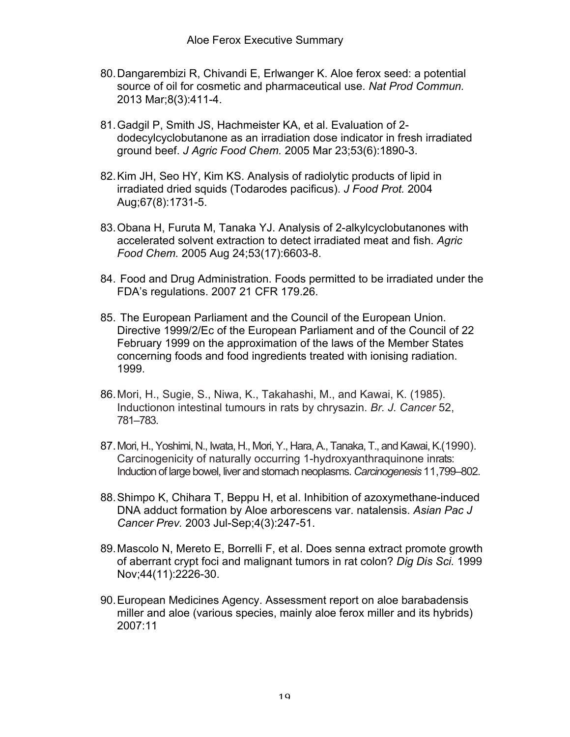80. Dangarembizi R, Chivandi E, Erlwanger K. Aloe ferox seed: a potential source of oil for cosmetic and pharmaceutical use. *Nat Prod Commun.* 2013 Mar;8(3):411-4.

81. Gadgil P, Smith JS, Hachmeister KA, et al. Evaluation of 2-dodecylcyclobutanone as an irradiation dose indicator in fresh irradiated ground beef. *J Agric Food Chem.* 2005 Mar 23;53(6):1890-3.

82. Kim JH, Seo HY, Kim KS. Analysis of radiolytic products of lipid in irradiated dried squids (Todarodes pacificus). *J Food Prot.* 2004 Aug;67(8):1731-5.

83. Obana H, Furuta M, Tanaka YJ. Analysis of 2-alkylcyclobutanones with accelerated solvent extraction to detect irradiated meat and fish. *Agric Food Chem.* 2005 Aug 24;53(17):6603-8.

84. Food and Drug Administration. Foods permitted to be irradiated under the FDA's regulations. 2007 21 CFR 179.26.

85. The European Parliament and the Council of the European Union. Directive 1999/2/Ec of the European Parliament and of the Council of 22 February 1999 on the approximation of the laws of the Member States concerning foods and food ingredients treated with ionising radiation. 1999.

86. Mori, H., Sugie, S., Niwa, K., Takahashi, M., and Kawai, K. (1985). Inductionon intestinal tumours in rats by chrysazin. *Br. J. Cancer* 52, 781–783.

87. Mori, H., Yoshimi, N., Iwata, H., Mori, Y., Hara, A., Tanaka, T., and Kawai, K.(1990). Carcinogenicity of naturally occurring 1-hydroxyanthraquinone inrats: Induction of large bowel, liver and stomach neoplasms. *Carcinogenesis* 11,799–802.

88. Shimpo K, Chihara T, Beppu H, et al. Inhibition of azoxymethane-induced DNA adduct formation by Aloe arborescens var. natalensis. *Asian Pac J Cancer Prev.* 2003 Jul-Sep;4(3):247-51.

89. Mascolo N, Mereto E, Borrelli F, et al. Does senna extract promote growth of aberrant crypt foci and malignant tumors in rat colon? *Dig Dis Sci.* 1999 Nov;44(11):2226-30.

90. European Medicines Agency. Assessment report on aloe barabadensis miller and aloe (various species, mainly aloe ferox miller and its hybrids) 2007:11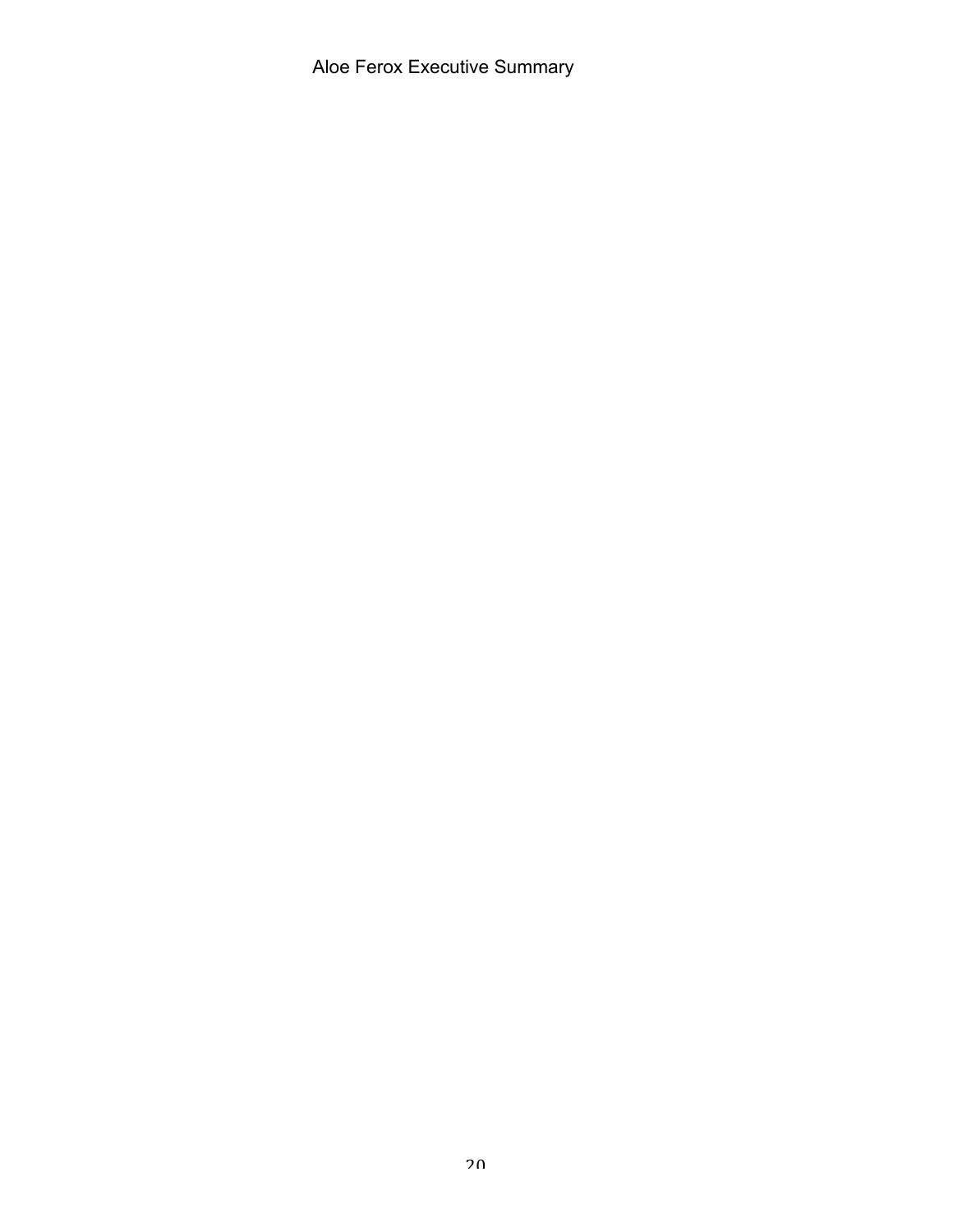Aloe Ferox Executive Summary